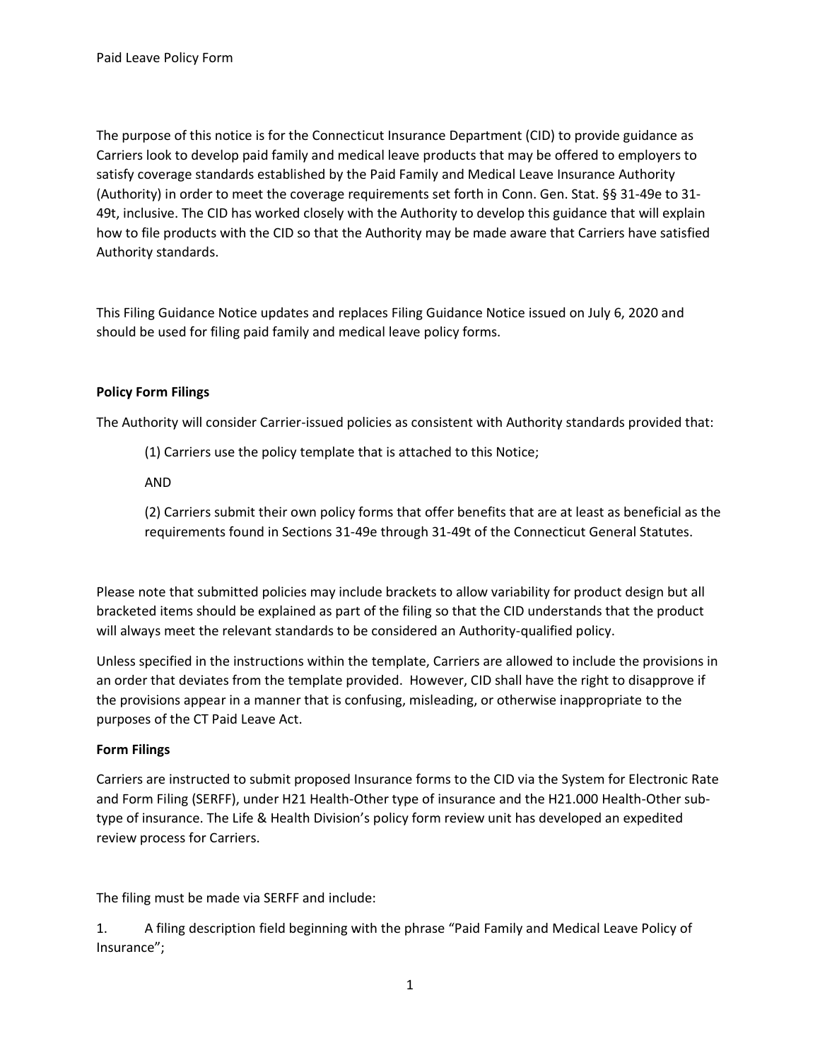Paid Leave Policy Form

The purpose of this notice is for the Connecticut Insurance Department (CID) to provide guidance as Carriers look to develop paid family and medical leave products that may be offered to employers to satisfy coverage standards established by the Paid Family and Medical Leave Insurance Authority (Authority) in order to meet the coverage requirements set forth in Conn. Gen. Stat. §§ 31-49e to 31-49t, inclusive. The CID has worked closely with the Authority to develop this guidance that will explain how to file products with the CID so that the Authority may be made aware that Carriers have satisfied Authority standards.

This Filing Guidance Notice updates and replaces Filing Guidance Notice issued on July 6, 2020 and should be used for filing paid family and medical leave policy forms.

**Policy Form Filings**

The Authority will consider Carrier-issued policies as consistent with Authority standards provided that:

> (1) Carriers use the policy template that is attached to this Notice;
>
> AND
>
> (2) Carriers submit their own policy forms that offer benefits that are at least as beneficial as the requirements found in Sections 31-49e through 31-49t of the Connecticut General Statutes.

Please note that submitted policies may include brackets to allow variability for product design but all bracketed items should be explained as part of the filing so that the CID understands that the product will always meet the relevant standards to be considered an Authority-qualified policy.

Unless specified in the instructions within the template, Carriers are allowed to include the provisions in an order that deviates from the template provided. However, CID shall have the right to disapprove if the provisions appear in a manner that is confusing, misleading, or otherwise inappropriate to the purposes of the CT Paid Leave Act.

**Form Filings**

Carriers are instructed to submit proposed Insurance forms to the CID via the System for Electronic Rate and Form Filing (SERFF), under H21 Health-Other type of insurance and the H21.000 Health-Other sub-type of insurance. The Life & Health Division's policy form review unit has developed an expedited review process for Carriers.

The filing must be made via SERFF and include:

1. A filing description field beginning with the phrase "Paid Family and Medical Leave Policy of Insurance";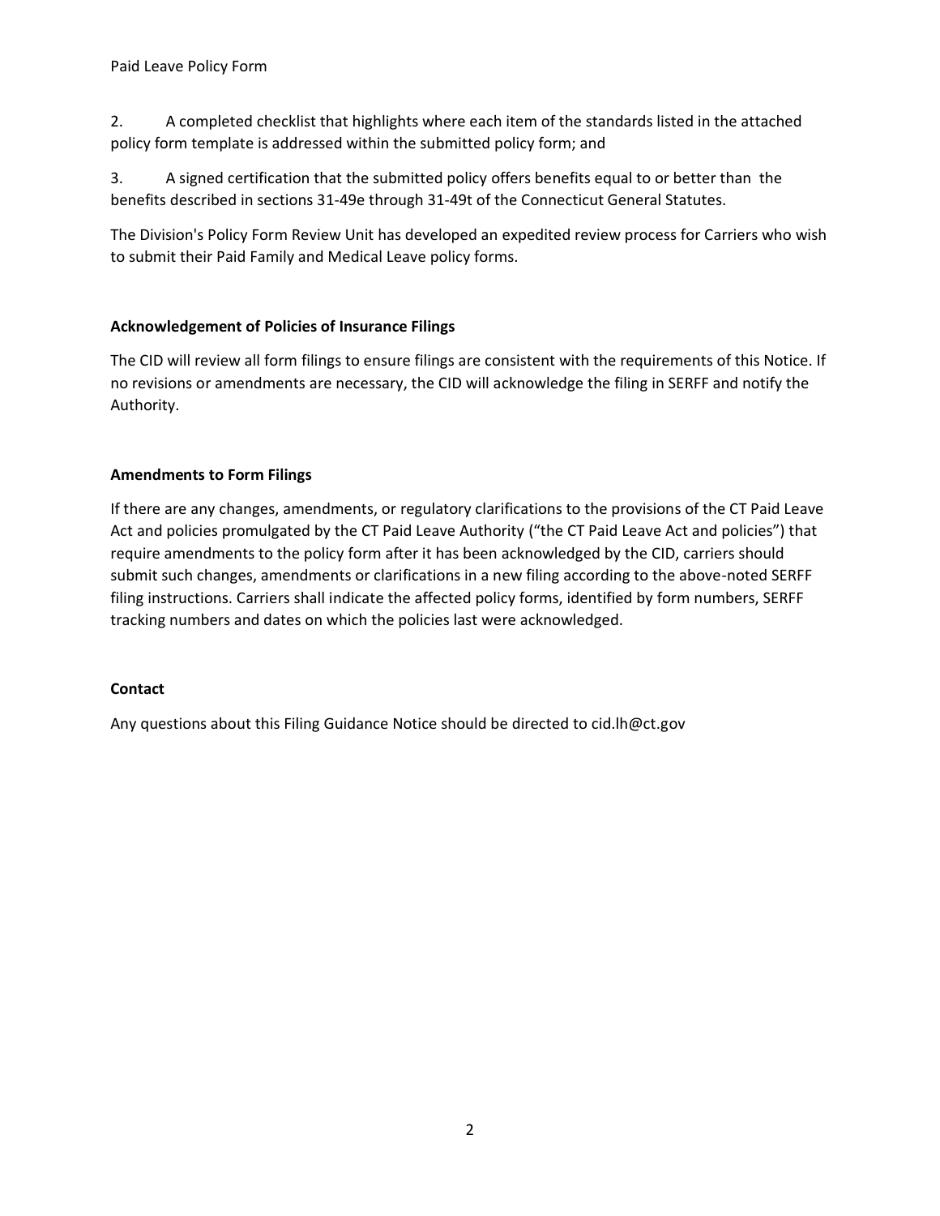2. A completed checklist that highlights where each item of the standards listed in the attached policy form template is addressed within the submitted policy form; and

3. A signed certification that the submitted policy offers benefits equal to or better than the benefits described in sections 31-49e through 31-49t of the Connecticut General Statutes.

The Division's Policy Form Review Unit has developed an expedited review process for Carriers who wish to submit their Paid Family and Medical Leave policy forms.

**Acknowledgement of Policies of Insurance Filings**

The CID will review all form filings to ensure filings are consistent with the requirements of this Notice. If no revisions or amendments are necessary, the CID will acknowledge the filing in SERFF and notify the Authority.

**Amendments to Form Filings**

If there are any changes, amendments, or regulatory clarifications to the provisions of the CT Paid Leave Act and policies promulgated by the CT Paid Leave Authority ("the CT Paid Leave Act and policies") that require amendments to the policy form after it has been acknowledged by the CID, carriers should submit such changes, amendments or clarifications in a new filing according to the above-noted SERFF filing instructions. Carriers shall indicate the affected policy forms, identified by form numbers, SERFF tracking numbers and dates on which the policies last were acknowledged.

**Contact**

Any questions about this Filing Guidance Notice should be directed to cid.lh@ct.gov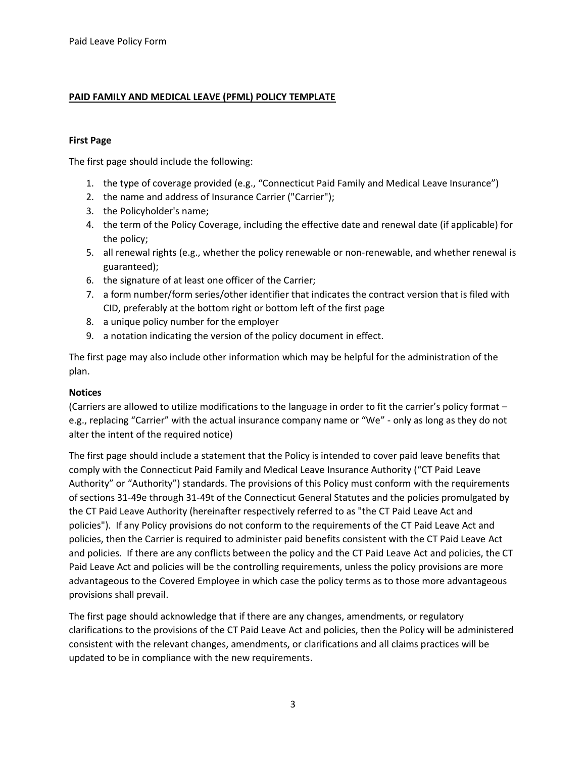## PAID FAMILY AND MEDICAL LEAVE (PFML) POLICY TEMPLATE

### First Page

The first page should include the following:

1. the type of coverage provided (e.g., "Connecticut Paid Family and Medical Leave Insurance")
2. the name and address of Insurance Carrier ("Carrier");
3. the Policyholder's name;
4. the term of the Policy Coverage, including the effective date and renewal date (if applicable) for the policy;
5. all renewal rights (e.g., whether the policy renewable or non-renewable, and whether renewal is guaranteed);
6. the signature of at least one officer of the Carrier;
7. a form number/form series/other identifier that indicates the contract version that is filed with CID, preferably at the bottom right or bottom left of the first page
8. a unique policy number for the employer
9. a notation indicating the version of the policy document in effect.

The first page may also include other information which may be helpful for the administration of the plan.

### Notices

(Carriers are allowed to utilize modifications to the language in order to fit the carrier's policy format – e.g., replacing "Carrier" with the actual insurance company name or "We" - only as long as they do not alter the intent of the required notice)

The first page should include a statement that the Policy is intended to cover paid leave benefits that comply with the Connecticut Paid Family and Medical Leave Insurance Authority ("CT Paid Leave Authority" or "Authority") standards. The provisions of this Policy must conform with the requirements of sections 31-49e through 31-49t of the Connecticut General Statutes and the policies promulgated by the CT Paid Leave Authority (hereinafter respectively referred to as "the CT Paid Leave Act and policies"). If any Policy provisions do not conform to the requirements of the CT Paid Leave Act and policies, then the Carrier is required to administer paid benefits consistent with the CT Paid Leave Act and policies. If there are any conflicts between the policy and the CT Paid Leave Act and policies, the CT Paid Leave Act and policies will be the controlling requirements, unless the policy provisions are more advantageous to the Covered Employee in which case the policy terms as to those more advantageous provisions shall prevail.

The first page should acknowledge that if there are any changes, amendments, or regulatory clarifications to the provisions of the CT Paid Leave Act and policies, then the Policy will be administered consistent with the relevant changes, amendments, or clarifications and all claims practices will be updated to be in compliance with the new requirements.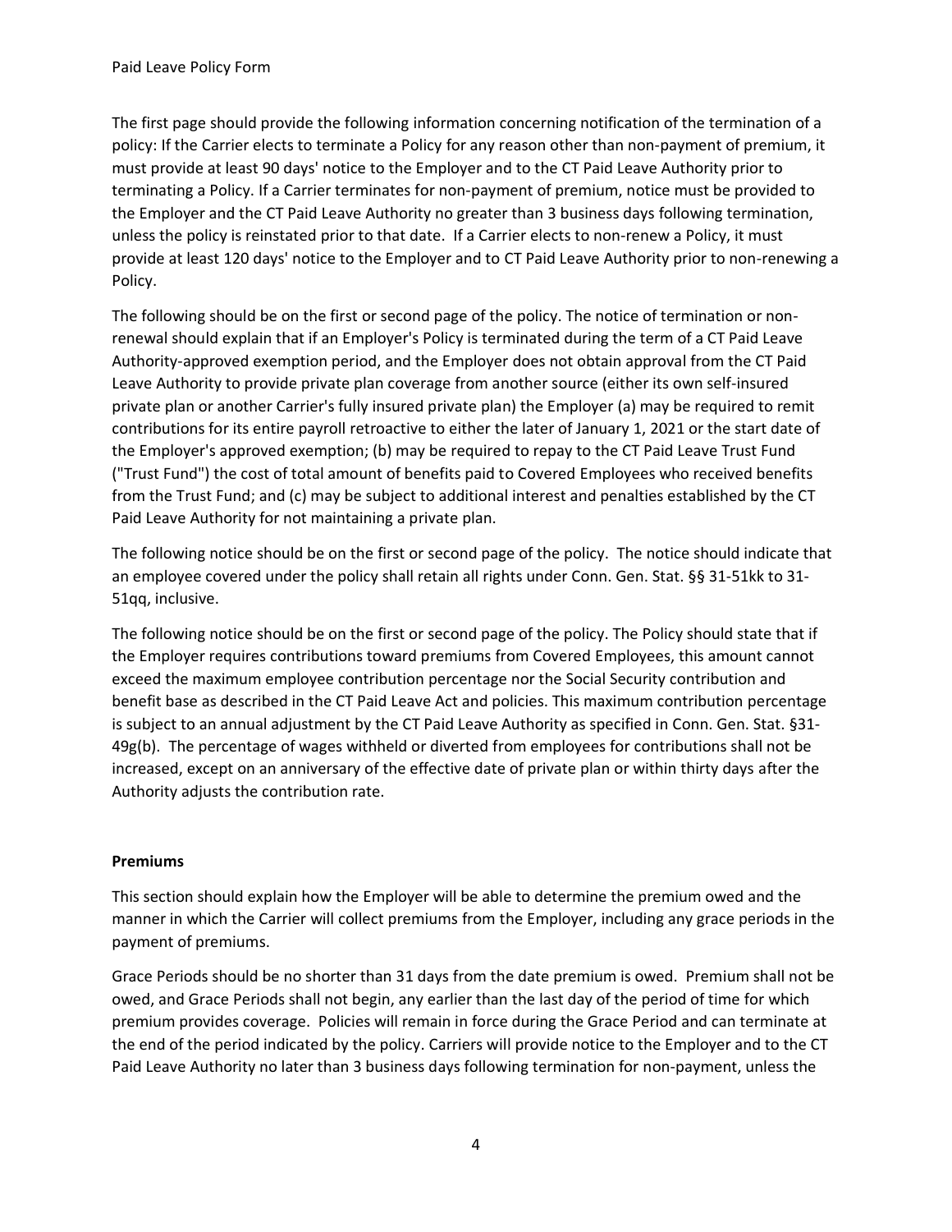The first page should provide the following information concerning notification of the termination of a policy: If the Carrier elects to terminate a Policy for any reason other than non-payment of premium, it must provide at least 90 days' notice to the Employer and to the CT Paid Leave Authority prior to terminating a Policy. If a Carrier terminates for non-payment of premium, notice must be provided to the Employer and the CT Paid Leave Authority no greater than 3 business days following termination, unless the policy is reinstated prior to that date. If a Carrier elects to non-renew a Policy, it must provide at least 120 days' notice to the Employer and to CT Paid Leave Authority prior to non-renewing a Policy.

The following should be on the first or second page of the policy. The notice of termination or non-renewal should explain that if an Employer's Policy is terminated during the term of a CT Paid Leave Authority-approved exemption period, and the Employer does not obtain approval from the CT Paid Leave Authority to provide private plan coverage from another source (either its own self-insured private plan or another Carrier's fully insured private plan) the Employer (a) may be required to remit contributions for its entire payroll retroactive to either the later of January 1, 2021 or the start date of the Employer's approved exemption; (b) may be required to repay to the CT Paid Leave Trust Fund ("Trust Fund") the cost of total amount of benefits paid to Covered Employees who received benefits from the Trust Fund; and (c) may be subject to additional interest and penalties established by the CT Paid Leave Authority for not maintaining a private plan.

The following notice should be on the first or second page of the policy. The notice should indicate that an employee covered under the policy shall retain all rights under Conn. Gen. Stat. §§ 31-51kk to 31-51qq, inclusive.

The following notice should be on the first or second page of the policy. The Policy should state that if the Employer requires contributions toward premiums from Covered Employees, this amount cannot exceed the maximum employee contribution percentage nor the Social Security contribution and benefit base as described in the CT Paid Leave Act and policies. This maximum contribution percentage is subject to an annual adjustment by the CT Paid Leave Authority as specified in Conn. Gen. Stat. §31-49g(b). The percentage of wages withheld or diverted from employees for contributions shall not be increased, except on an anniversary of the effective date of private plan or within thirty days after the Authority adjusts the contribution rate.

**Premiums**

This section should explain how the Employer will be able to determine the premium owed and the manner in which the Carrier will collect premiums from the Employer, including any grace periods in the payment of premiums.

Grace Periods should be no shorter than 31 days from the date premium is owed. Premium shall not be owed, and Grace Periods shall not begin, any earlier than the last day of the period of time for which premium provides coverage. Policies will remain in force during the Grace Period and can terminate at the end of the period indicated by the policy. Carriers will provide notice to the Employer and to the CT Paid Leave Authority no later than 3 business days following termination for non-payment, unless the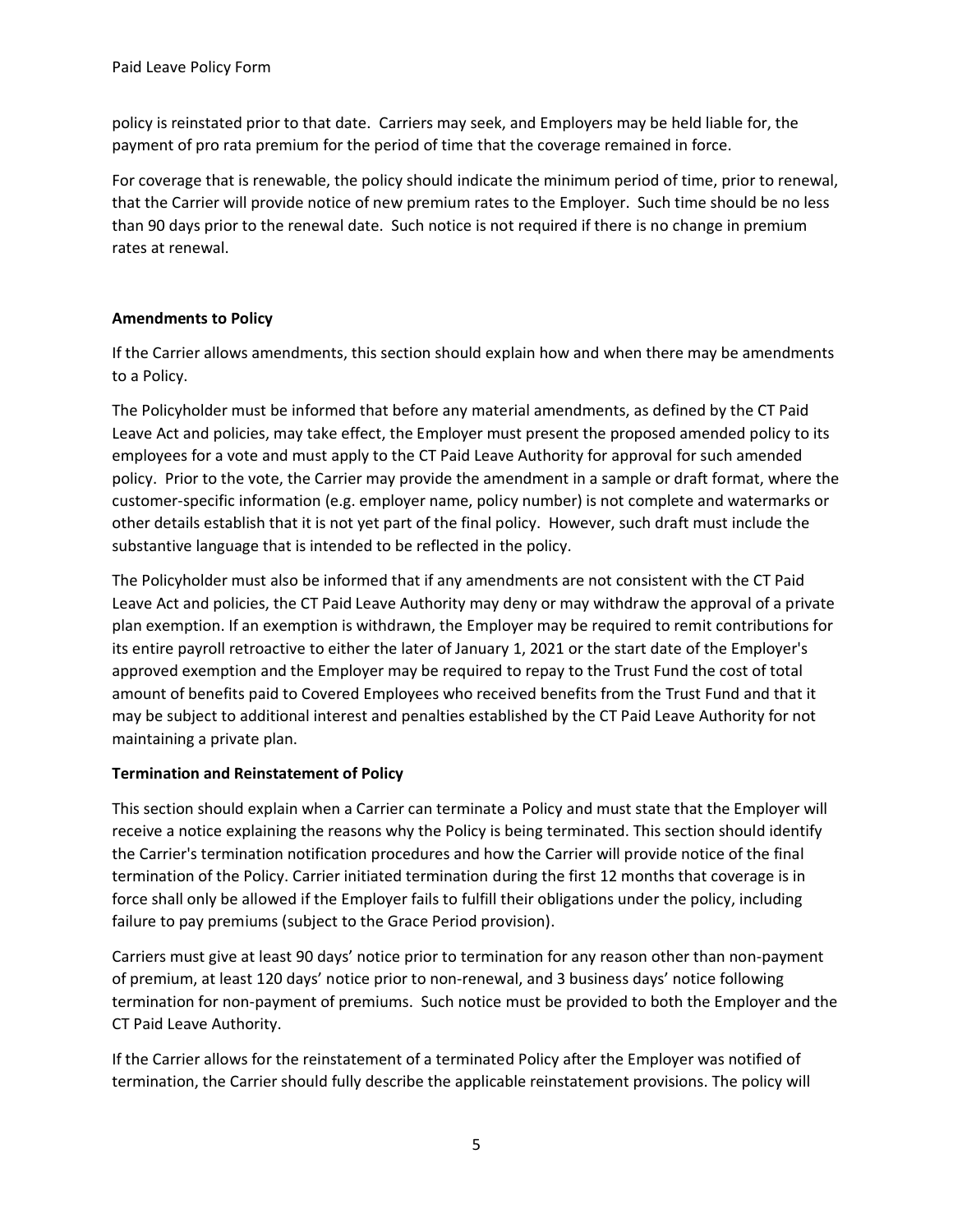policy is reinstated prior to that date. Carriers may seek, and Employers may be held liable for, the payment of pro rata premium for the period of time that the coverage remained in force.

For coverage that is renewable, the policy should indicate the minimum period of time, prior to renewal, that the Carrier will provide notice of new premium rates to the Employer. Such time should be no less than 90 days prior to the renewal date. Such notice is not required if there is no change in premium rates at renewal.

**Amendments to Policy**

If the Carrier allows amendments, this section should explain how and when there may be amendments to a Policy.

The Policyholder must be informed that before any material amendments, as defined by the CT Paid Leave Act and policies, may take effect, the Employer must present the proposed amended policy to its employees for a vote and must apply to the CT Paid Leave Authority for approval for such amended policy. Prior to the vote, the Carrier may provide the amendment in a sample or draft format, where the customer-specific information (e.g. employer name, policy number) is not complete and watermarks or other details establish that it is not yet part of the final policy. However, such draft must include the substantive language that is intended to be reflected in the policy.

The Policyholder must also be informed that if any amendments are not consistent with the CT Paid Leave Act and policies, the CT Paid Leave Authority may deny or may withdraw the approval of a private plan exemption. If an exemption is withdrawn, the Employer may be required to remit contributions for its entire payroll retroactive to either the later of January 1, 2021 or the start date of the Employer's approved exemption and the Employer may be required to repay to the Trust Fund the cost of total amount of benefits paid to Covered Employees who received benefits from the Trust Fund and that it may be subject to additional interest and penalties established by the CT Paid Leave Authority for not maintaining a private plan.

**Termination and Reinstatement of Policy**

This section should explain when a Carrier can terminate a Policy and must state that the Employer will receive a notice explaining the reasons why the Policy is being terminated. This section should identify the Carrier's termination notification procedures and how the Carrier will provide notice of the final termination of the Policy. Carrier initiated termination during the first 12 months that coverage is in force shall only be allowed if the Employer fails to fulfill their obligations under the policy, including failure to pay premiums (subject to the Grace Period provision).

Carriers must give at least 90 days' notice prior to termination for any reason other than non-payment of premium, at least 120 days' notice prior to non-renewal, and 3 business days' notice following termination for non-payment of premiums. Such notice must be provided to both the Employer and the CT Paid Leave Authority.

If the Carrier allows for the reinstatement of a terminated Policy after the Employer was notified of termination, the Carrier should fully describe the applicable reinstatement provisions. The policy will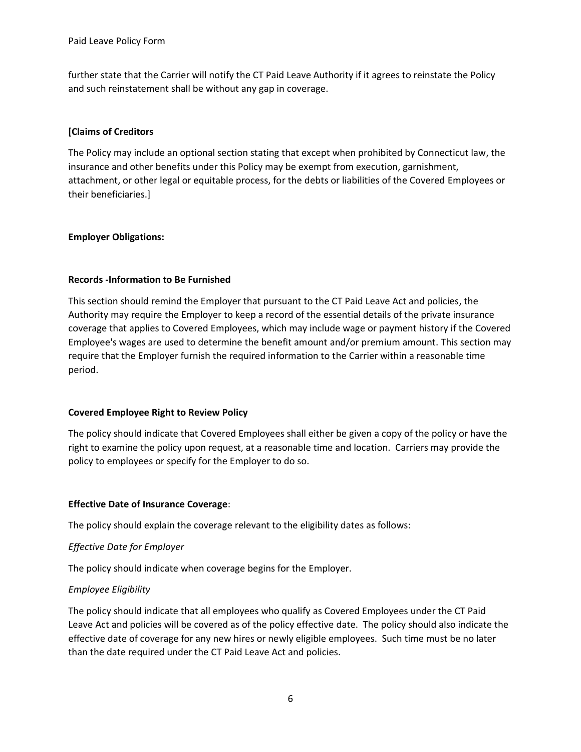further state that the Carrier will notify the CT Paid Leave Authority if it agrees to reinstate the Policy and such reinstatement shall be without any gap in coverage.

**[Claims of Creditors**

The Policy may include an optional section stating that except when prohibited by Connecticut law, the insurance and other benefits under this Policy may be exempt from execution, garnishment, attachment, or other legal or equitable process, for the debts or liabilities of the Covered Employees or their beneficiaries.]

**Employer Obligations:**

**Records -Information to Be Furnished**

This section should remind the Employer that pursuant to the CT Paid Leave Act and policies, the Authority may require the Employer to keep a record of the essential details of the private insurance coverage that applies to Covered Employees, which may include wage or payment history if the Covered Employee's wages are used to determine the benefit amount and/or premium amount. This section may require that the Employer furnish the required information to the Carrier within a reasonable time period.

**Covered Employee Right to Review Policy**

The policy should indicate that Covered Employees shall either be given a copy of the policy or have the right to examine the policy upon request, at a reasonable time and location. Carriers may provide the policy to employees or specify for the Employer to do so.

**Effective Date of Insurance Coverage**:

The policy should explain the coverage relevant to the eligibility dates as follows:

*Effective Date for Employer*

The policy should indicate when coverage begins for the Employer.

*Employee Eligibility*

The policy should indicate that all employees who qualify as Covered Employees under the CT Paid Leave Act and policies will be covered as of the policy effective date. The policy should also indicate the effective date of coverage for any new hires or newly eligible employees. Such time must be no later than the date required under the CT Paid Leave Act and policies.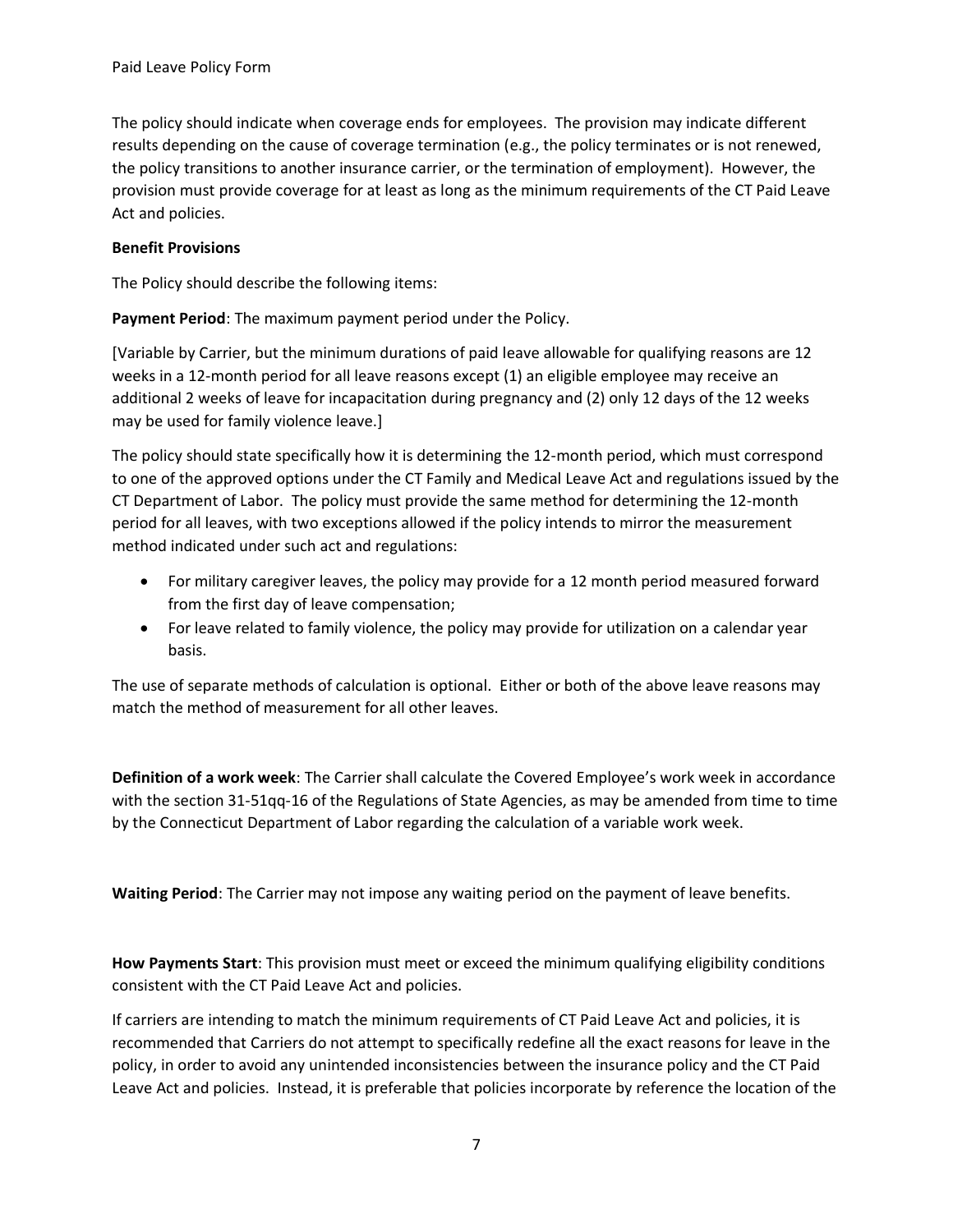The policy should indicate when coverage ends for employees. The provision may indicate different results depending on the cause of coverage termination (e.g., the policy terminates or is not renewed, the policy transitions to another insurance carrier, or the termination of employment). However, the provision must provide coverage for at least as long as the minimum requirements of the CT Paid Leave Act and policies.

**Benefit Provisions**

The Policy should describe the following items:

**Payment Period**: The maximum payment period under the Policy.

[Variable by Carrier, but the minimum durations of paid leave allowable for qualifying reasons are 12 weeks in a 12-month period for all leave reasons except (1) an eligible employee may receive an additional 2 weeks of leave for incapacitation during pregnancy and (2) only 12 days of the 12 weeks may be used for family violence leave.]

The policy should state specifically how it is determining the 12-month period, which must correspond to one of the approved options under the CT Family and Medical Leave Act and regulations issued by the CT Department of Labor. The policy must provide the same method for determining the 12-month period for all leaves, with two exceptions allowed if the policy intends to mirror the measurement method indicated under such act and regulations:

- For military caregiver leaves, the policy may provide for a 12 month period measured forward from the first day of leave compensation;
- For leave related to family violence, the policy may provide for utilization on a calendar year basis.

The use of separate methods of calculation is optional. Either or both of the above leave reasons may match the method of measurement for all other leaves.

**Definition of a work week**: The Carrier shall calculate the Covered Employee's work week in accordance with the section 31-51qq-16 of the Regulations of State Agencies, as may be amended from time to time by the Connecticut Department of Labor regarding the calculation of a variable work week.

**Waiting Period**: The Carrier may not impose any waiting period on the payment of leave benefits.

**How Payments Start**: This provision must meet or exceed the minimum qualifying eligibility conditions consistent with the CT Paid Leave Act and policies.

If carriers are intending to match the minimum requirements of CT Paid Leave Act and policies, it is recommended that Carriers do not attempt to specifically redefine all the exact reasons for leave in the policy, in order to avoid any unintended inconsistencies between the insurance policy and the CT Paid Leave Act and policies. Instead, it is preferable that policies incorporate by reference the location of the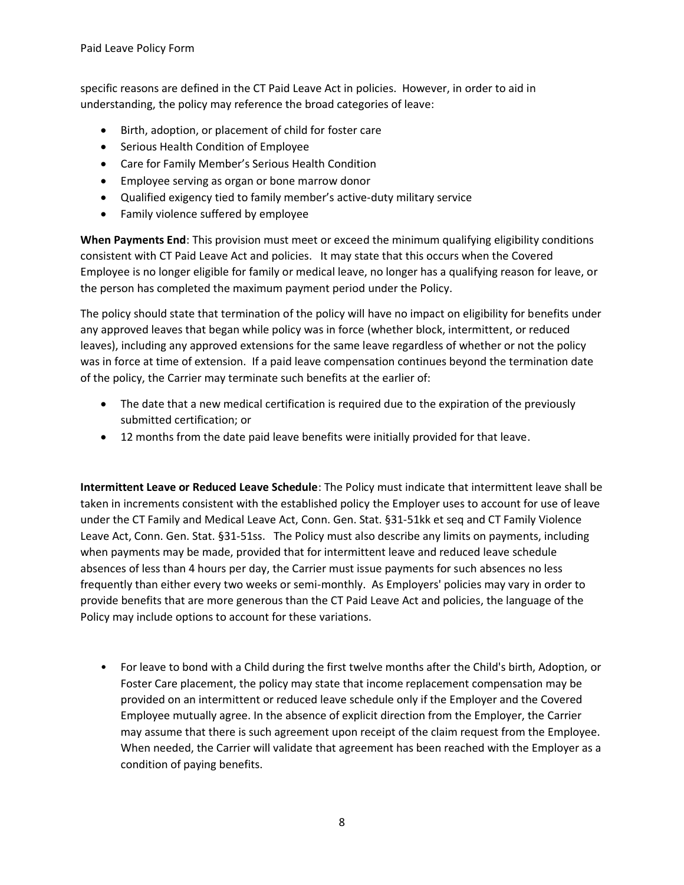specific reasons are defined in the CT Paid Leave Act in policies. However, in order to aid in understanding, the policy may reference the broad categories of leave:

- Birth, adoption, or placement of child for foster care
- Serious Health Condition of Employee
- Care for Family Member's Serious Health Condition
- Employee serving as organ or bone marrow donor
- Qualified exigency tied to family member's active-duty military service
- Family violence suffered by employee

**When Payments End**: This provision must meet or exceed the minimum qualifying eligibility conditions consistent with CT Paid Leave Act and policies. It may state that this occurs when the Covered Employee is no longer eligible for family or medical leave, no longer has a qualifying reason for leave, or the person has completed the maximum payment period under the Policy.

The policy should state that termination of the policy will have no impact on eligibility for benefits under any approved leaves that began while policy was in force (whether block, intermittent, or reduced leaves), including any approved extensions for the same leave regardless of whether or not the policy was in force at time of extension. If a paid leave compensation continues beyond the termination date of the policy, the Carrier may terminate such benefits at the earlier of:

- The date that a new medical certification is required due to the expiration of the previously submitted certification; or
- 12 months from the date paid leave benefits were initially provided for that leave.

**Intermittent Leave or Reduced Leave Schedule**: The Policy must indicate that intermittent leave shall be taken in increments consistent with the established policy the Employer uses to account for use of leave under the CT Family and Medical Leave Act, Conn. Gen. Stat. §31-51kk et seq and CT Family Violence Leave Act, Conn. Gen. Stat. §31-51ss. The Policy must also describe any limits on payments, including when payments may be made, provided that for intermittent leave and reduced leave schedule absences of less than 4 hours per day, the Carrier must issue payments for such absences no less frequently than either every two weeks or semi-monthly. As Employers' policies may vary in order to provide benefits that are more generous than the CT Paid Leave Act and policies, the language of the Policy may include options to account for these variations.

- For leave to bond with a Child during the first twelve months after the Child's birth, Adoption, or Foster Care placement, the policy may state that income replacement compensation may be provided on an intermittent or reduced leave schedule only if the Employer and the Covered Employee mutually agree. In the absence of explicit direction from the Employer, the Carrier may assume that there is such agreement upon receipt of the claim request from the Employee. When needed, the Carrier will validate that agreement has been reached with the Employer as a condition of paying benefits.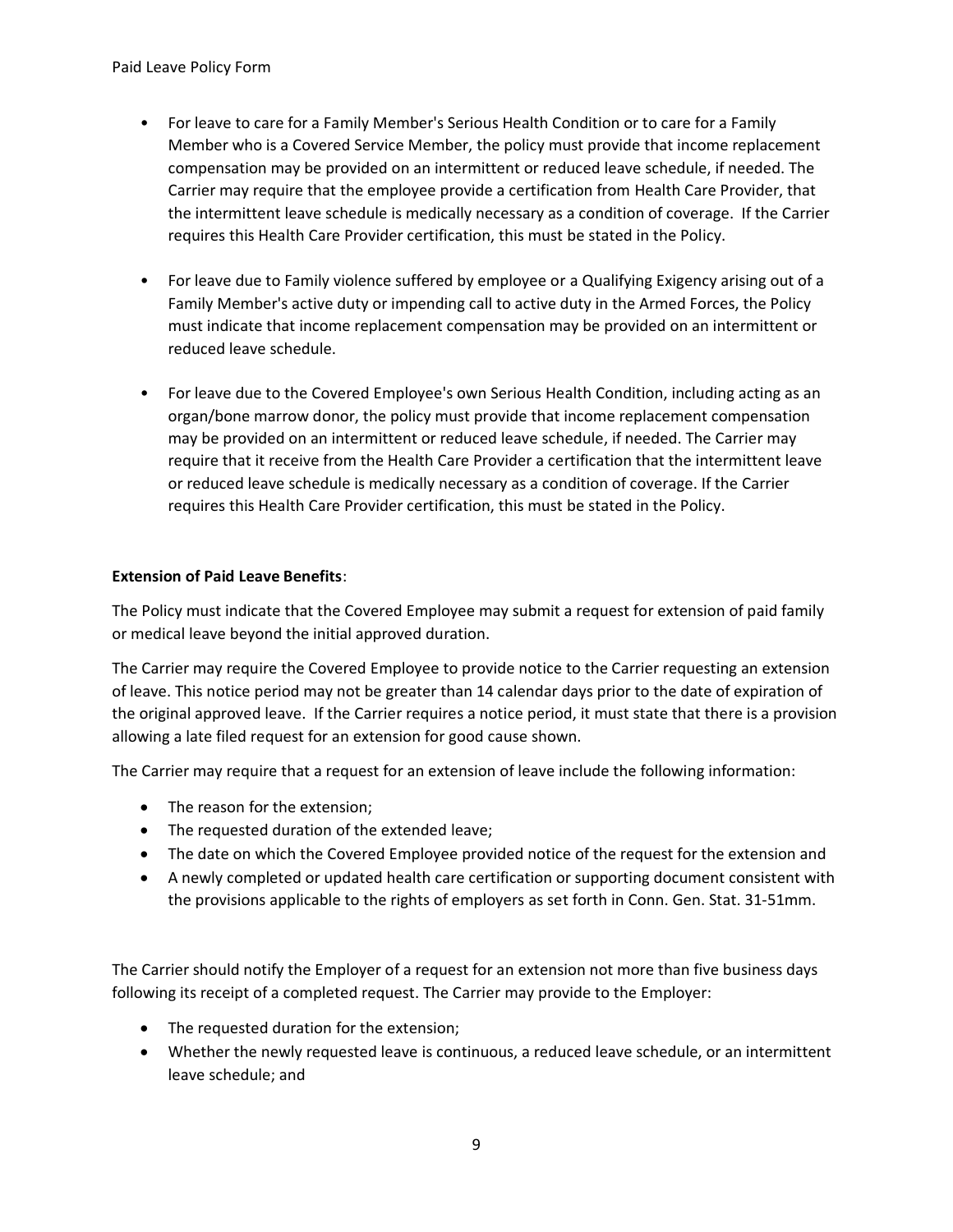- For leave to care for a Family Member's Serious Health Condition or to care for a Family Member who is a Covered Service Member, the policy must provide that income replacement compensation may be provided on an intermittent or reduced leave schedule, if needed. The Carrier may require that the employee provide a certification from Health Care Provider, that the intermittent leave schedule is medically necessary as a condition of coverage. If the Carrier requires this Health Care Provider certification, this must be stated in the Policy.

- For leave due to Family violence suffered by employee or a Qualifying Exigency arising out of a Family Member's active duty or impending call to active duty in the Armed Forces, the Policy must indicate that income replacement compensation may be provided on an intermittent or reduced leave schedule.

- For leave due to the Covered Employee's own Serious Health Condition, including acting as an organ/bone marrow donor, the policy must provide that income replacement compensation may be provided on an intermittent or reduced leave schedule, if needed. The Carrier may require that it receive from the Health Care Provider a certification that the intermittent leave or reduced leave schedule is medically necessary as a condition of coverage. If the Carrier requires this Health Care Provider certification, this must be stated in the Policy.

**Extension of Paid Leave Benefits**:

The Policy must indicate that the Covered Employee may submit a request for extension of paid family or medical leave beyond the initial approved duration.

The Carrier may require the Covered Employee to provide notice to the Carrier requesting an extension of leave. This notice period may not be greater than 14 calendar days prior to the date of expiration of the original approved leave. If the Carrier requires a notice period, it must state that there is a provision allowing a late filed request for an extension for good cause shown.

The Carrier may require that a request for an extension of leave include the following information:

- The reason for the extension;
- The requested duration of the extended leave;
- The date on which the Covered Employee provided notice of the request for the extension and
- A newly completed or updated health care certification or supporting document consistent with the provisions applicable to the rights of employers as set forth in Conn. Gen. Stat. 31-51mm.

The Carrier should notify the Employer of a request for an extension not more than five business days following its receipt of a completed request. The Carrier may provide to the Employer:

- The requested duration for the extension;
- Whether the newly requested leave is continuous, a reduced leave schedule, or an intermittent leave schedule; and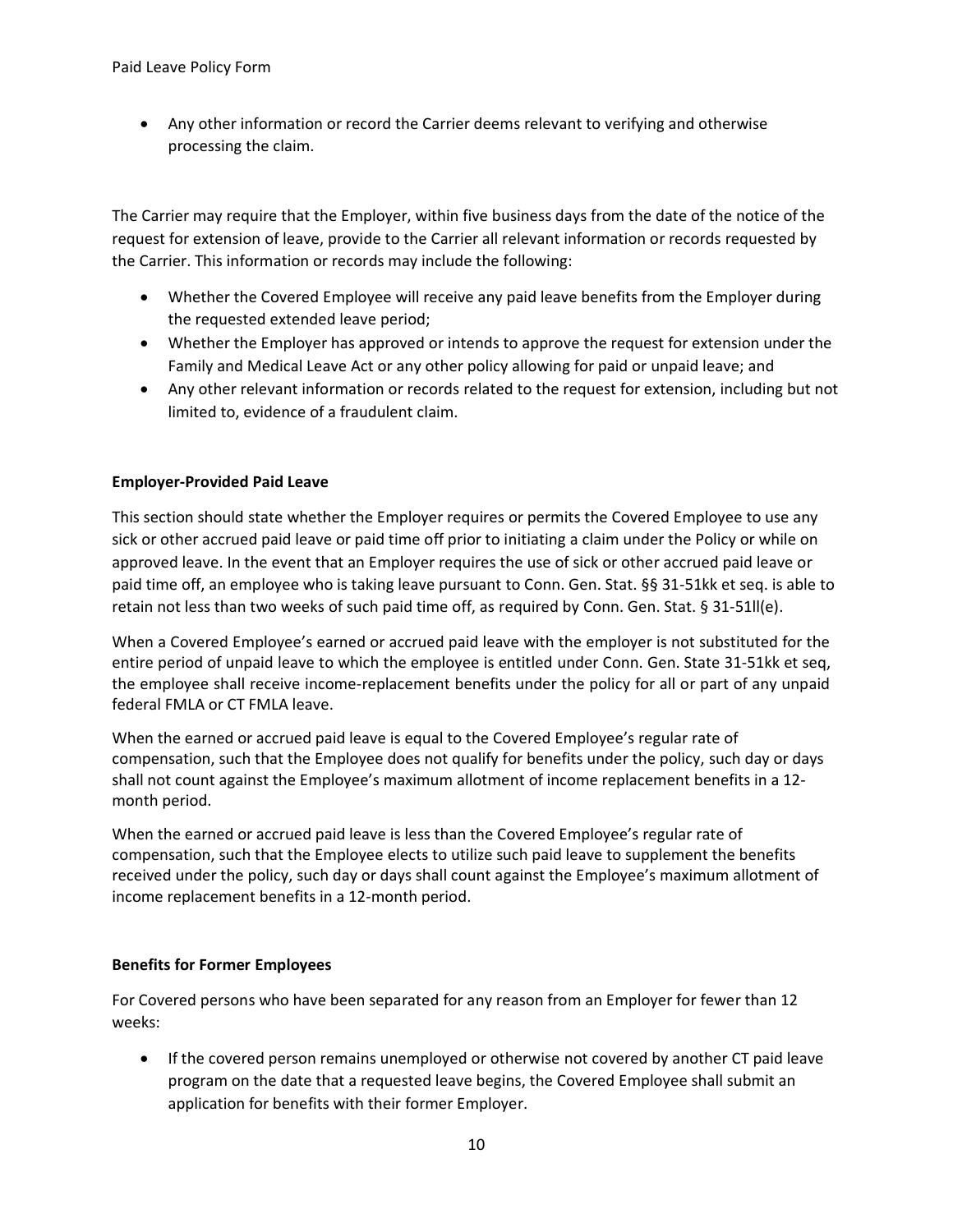- Any other information or record the Carrier deems relevant to verifying and otherwise processing the claim.

The Carrier may require that the Employer, within five business days from the date of the notice of the request for extension of leave, provide to the Carrier all relevant information or records requested by the Carrier. This information or records may include the following:

- Whether the Covered Employee will receive any paid leave benefits from the Employer during the requested extended leave period;
- Whether the Employer has approved or intends to approve the request for extension under the Family and Medical Leave Act or any other policy allowing for paid or unpaid leave; and
- Any other relevant information or records related to the request for extension, including but not limited to, evidence of a fraudulent claim.

**Employer-Provided Paid Leave**

This section should state whether the Employer requires or permits the Covered Employee to use any sick or other accrued paid leave or paid time off prior to initiating a claim under the Policy or while on approved leave. In the event that an Employer requires the use of sick or other accrued paid leave or paid time off, an employee who is taking leave pursuant to Conn. Gen. Stat. §§ 31-51kk et seq. is able to retain not less than two weeks of such paid time off, as required by Conn. Gen. Stat. § 31-51ll(e).

When a Covered Employee's earned or accrued paid leave with the employer is not substituted for the entire period of unpaid leave to which the employee is entitled under Conn. Gen. State 31-51kk et seq, the employee shall receive income-replacement benefits under the policy for all or part of any unpaid federal FMLA or CT FMLA leave.

When the earned or accrued paid leave is equal to the Covered Employee's regular rate of compensation, such that the Employee does not qualify for benefits under the policy, such day or days shall not count against the Employee's maximum allotment of income replacement benefits in a 12-month period.

When the earned or accrued paid leave is less than the Covered Employee's regular rate of compensation, such that the Employee elects to utilize such paid leave to supplement the benefits received under the policy, such day or days shall count against the Employee's maximum allotment of income replacement benefits in a 12-month period.

**Benefits for Former Employees**

For Covered persons who have been separated for any reason from an Employer for fewer than 12 weeks:

- If the covered person remains unemployed or otherwise not covered by another CT paid leave program on the date that a requested leave begins, the Covered Employee shall submit an application for benefits with their former Employer.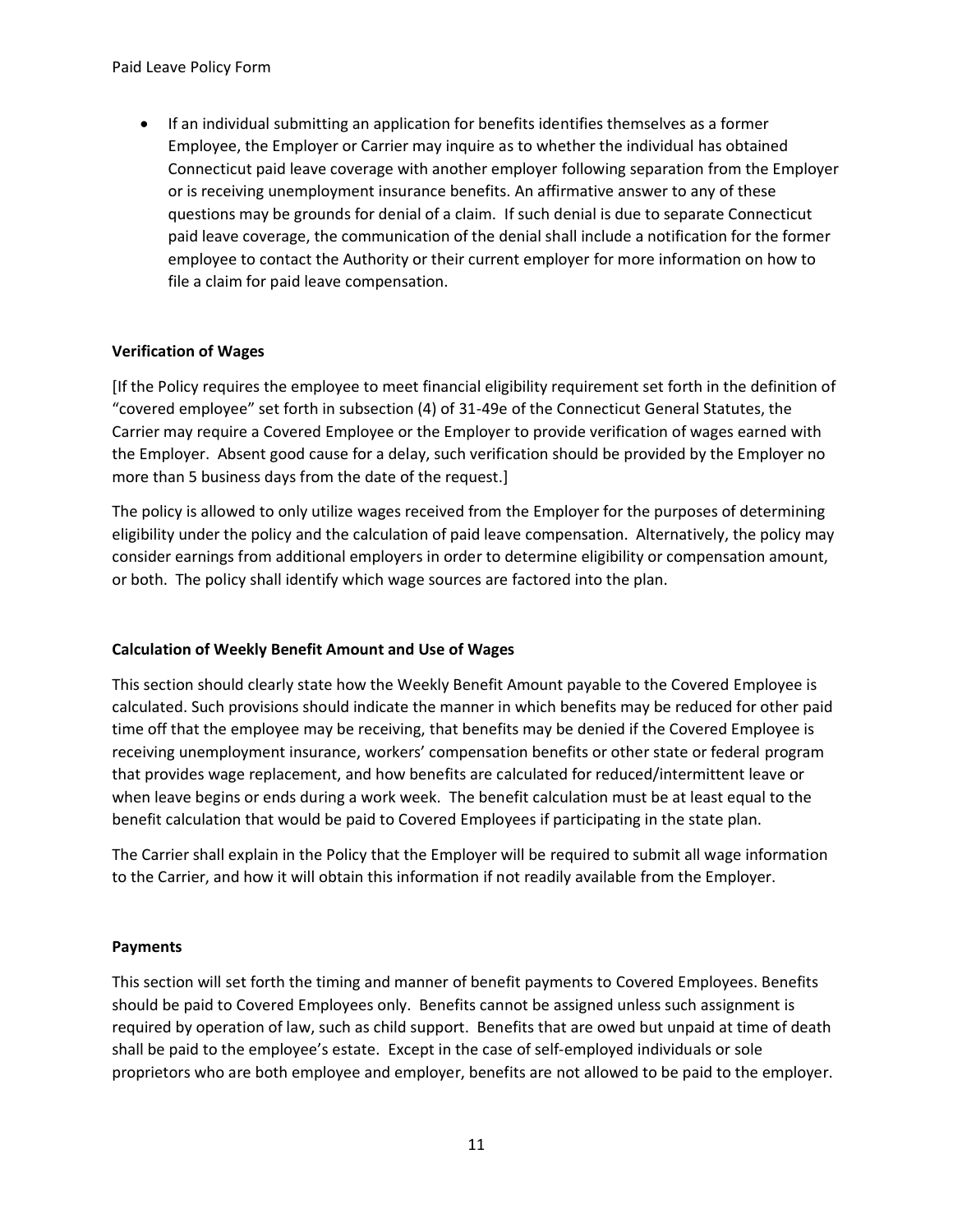- If an individual submitting an application for benefits identifies themselves as a former Employee, the Employer or Carrier may inquire as to whether the individual has obtained Connecticut paid leave coverage with another employer following separation from the Employer or is receiving unemployment insurance benefits. An affirmative answer to any of these questions may be grounds for denial of a claim. If such denial is due to separate Connecticut paid leave coverage, the communication of the denial shall include a notification for the former employee to contact the Authority or their current employer for more information on how to file a claim for paid leave compensation.

**Verification of Wages**

[If the Policy requires the employee to meet financial eligibility requirement set forth in the definition of "covered employee" set forth in subsection (4) of 31-49e of the Connecticut General Statutes, the Carrier may require a Covered Employee or the Employer to provide verification of wages earned with the Employer. Absent good cause for a delay, such verification should be provided by the Employer no more than 5 business days from the date of the request.]

The policy is allowed to only utilize wages received from the Employer for the purposes of determining eligibility under the policy and the calculation of paid leave compensation. Alternatively, the policy may consider earnings from additional employers in order to determine eligibility or compensation amount, or both. The policy shall identify which wage sources are factored into the plan.

**Calculation of Weekly Benefit Amount and Use of Wages**

This section should clearly state how the Weekly Benefit Amount payable to the Covered Employee is calculated. Such provisions should indicate the manner in which benefits may be reduced for other paid time off that the employee may be receiving, that benefits may be denied if the Covered Employee is receiving unemployment insurance, workers' compensation benefits or other state or federal program that provides wage replacement, and how benefits are calculated for reduced/intermittent leave or when leave begins or ends during a work week. The benefit calculation must be at least equal to the benefit calculation that would be paid to Covered Employees if participating in the state plan.

The Carrier shall explain in the Policy that the Employer will be required to submit all wage information to the Carrier, and how it will obtain this information if not readily available from the Employer.

**Payments**

This section will set forth the timing and manner of benefit payments to Covered Employees. Benefits should be paid to Covered Employees only. Benefits cannot be assigned unless such assignment is required by operation of law, such as child support. Benefits that are owed but unpaid at time of death shall be paid to the employee's estate. Except in the case of self-employed individuals or sole proprietors who are both employee and employer, benefits are not allowed to be paid to the employer.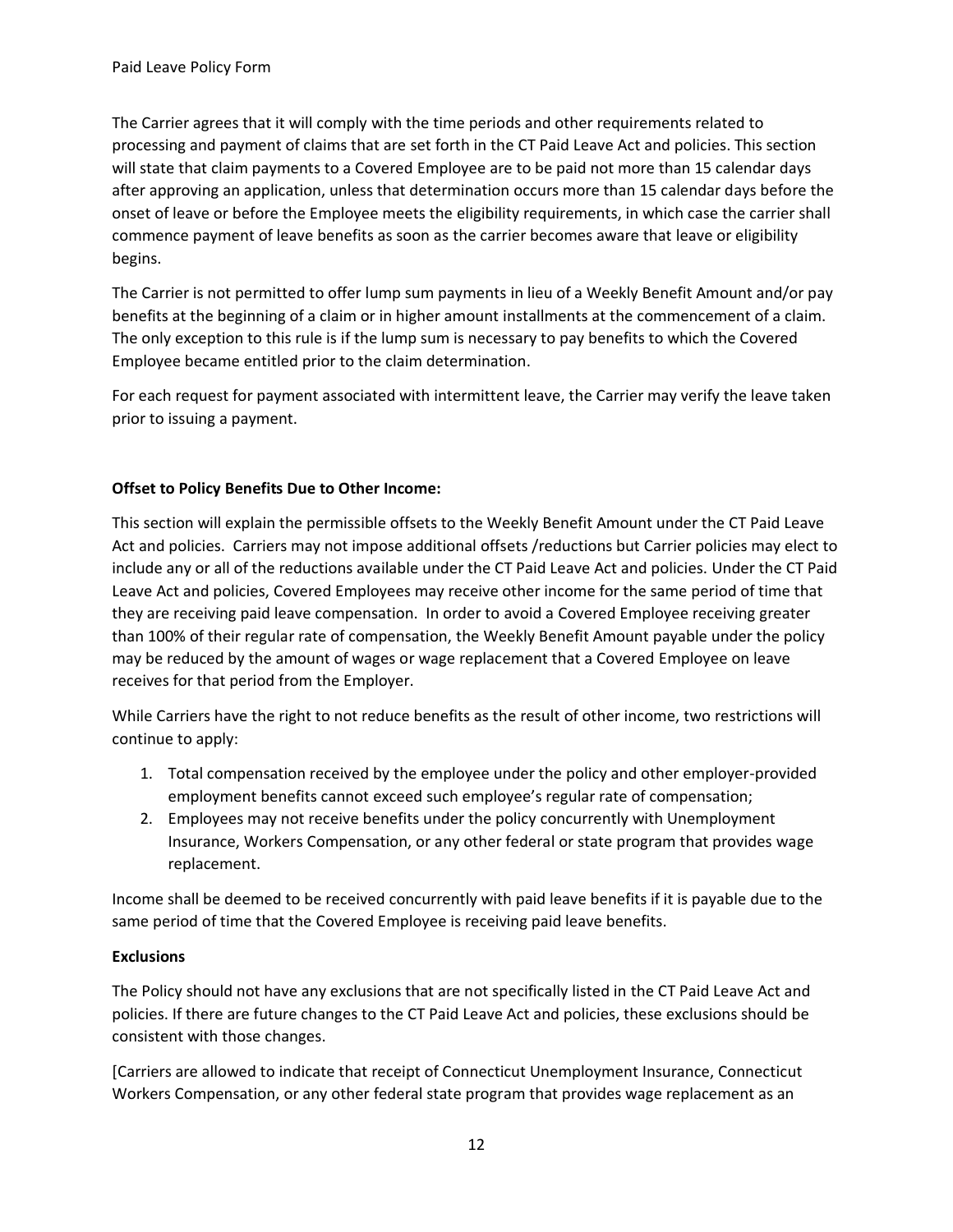The Carrier agrees that it will comply with the time periods and other requirements related to processing and payment of claims that are set forth in the CT Paid Leave Act and policies. This section will state that claim payments to a Covered Employee are to be paid not more than 15 calendar days after approving an application, unless that determination occurs more than 15 calendar days before the onset of leave or before the Employee meets the eligibility requirements, in which case the carrier shall commence payment of leave benefits as soon as the carrier becomes aware that leave or eligibility begins.

The Carrier is not permitted to offer lump sum payments in lieu of a Weekly Benefit Amount and/or pay benefits at the beginning of a claim or in higher amount installments at the commencement of a claim. The only exception to this rule is if the lump sum is necessary to pay benefits to which the Covered Employee became entitled prior to the claim determination.

For each request for payment associated with intermittent leave, the Carrier may verify the leave taken prior to issuing a payment.

**Offset to Policy Benefits Due to Other Income:**

This section will explain the permissible offsets to the Weekly Benefit Amount under the CT Paid Leave Act and policies. Carriers may not impose additional offsets /reductions but Carrier policies may elect to include any or all of the reductions available under the CT Paid Leave Act and policies. Under the CT Paid Leave Act and policies, Covered Employees may receive other income for the same period of time that they are receiving paid leave compensation. In order to avoid a Covered Employee receiving greater than 100% of their regular rate of compensation, the Weekly Benefit Amount payable under the policy may be reduced by the amount of wages or wage replacement that a Covered Employee on leave receives for that period from the Employer.

While Carriers have the right to not reduce benefits as the result of other income, two restrictions will continue to apply:

1. Total compensation received by the employee under the policy and other employer-provided employment benefits cannot exceed such employee's regular rate of compensation;
2. Employees may not receive benefits under the policy concurrently with Unemployment Insurance, Workers Compensation, or any other federal or state program that provides wage replacement.

Income shall be deemed to be received concurrently with paid leave benefits if it is payable due to the same period of time that the Covered Employee is receiving paid leave benefits.

**Exclusions**

The Policy should not have any exclusions that are not specifically listed in the CT Paid Leave Act and policies. If there are future changes to the CT Paid Leave Act and policies, these exclusions should be consistent with those changes.

[Carriers are allowed to indicate that receipt of Connecticut Unemployment Insurance, Connecticut Workers Compensation, or any other federal state program that provides wage replacement as an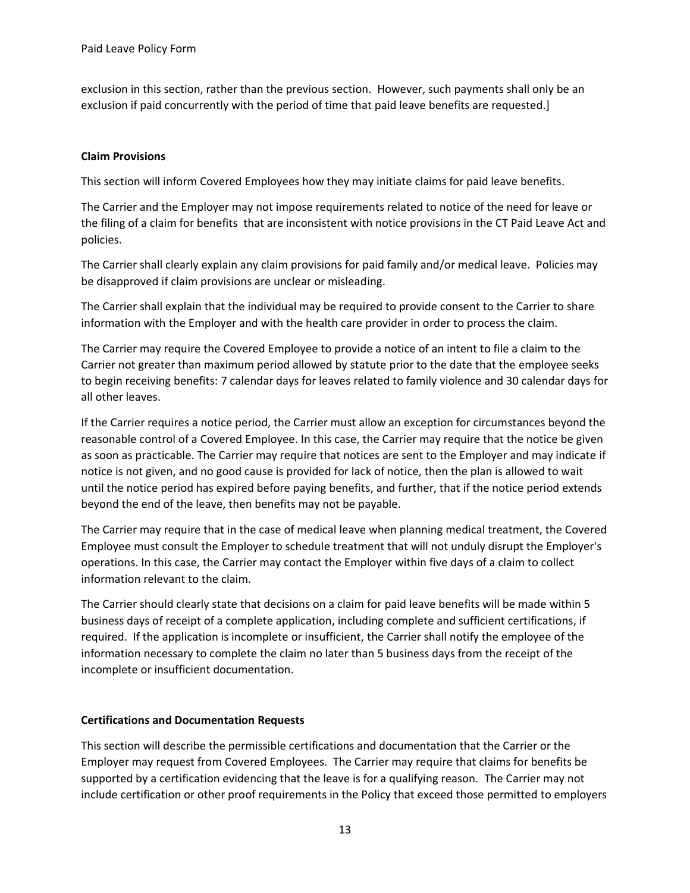exclusion in this section, rather than the previous section. However, such payments shall only be an exclusion if paid concurrently with the period of time that paid leave benefits are requested.]

**Claim Provisions**

This section will inform Covered Employees how they may initiate claims for paid leave benefits.

The Carrier and the Employer may not impose requirements related to notice of the need for leave or the filing of a claim for benefits that are inconsistent with notice provisions in the CT Paid Leave Act and policies.

The Carrier shall clearly explain any claim provisions for paid family and/or medical leave. Policies may be disapproved if claim provisions are unclear or misleading.

The Carrier shall explain that the individual may be required to provide consent to the Carrier to share information with the Employer and with the health care provider in order to process the claim.

The Carrier may require the Covered Employee to provide a notice of an intent to file a claim to the Carrier not greater than maximum period allowed by statute prior to the date that the employee seeks to begin receiving benefits: 7 calendar days for leaves related to family violence and 30 calendar days for all other leaves.

If the Carrier requires a notice period, the Carrier must allow an exception for circumstances beyond the reasonable control of a Covered Employee. In this case, the Carrier may require that the notice be given as soon as practicable. The Carrier may require that notices are sent to the Employer and may indicate if notice is not given, and no good cause is provided for lack of notice, then the plan is allowed to wait until the notice period has expired before paying benefits, and further, that if the notice period extends beyond the end of the leave, then benefits may not be payable.

The Carrier may require that in the case of medical leave when planning medical treatment, the Covered Employee must consult the Employer to schedule treatment that will not unduly disrupt the Employer's operations. In this case, the Carrier may contact the Employer within five days of a claim to collect information relevant to the claim.

The Carrier should clearly state that decisions on a claim for paid leave benefits will be made within 5 business days of receipt of a complete application, including complete and sufficient certifications, if required. If the application is incomplete or insufficient, the Carrier shall notify the employee of the information necessary to complete the claim no later than 5 business days from the receipt of the incomplete or insufficient documentation.

**Certifications and Documentation Requests**

This section will describe the permissible certifications and documentation that the Carrier or the Employer may request from Covered Employees. The Carrier may require that claims for benefits be supported by a certification evidencing that the leave is for a qualifying reason. The Carrier may not include certification or other proof requirements in the Policy that exceed those permitted to employers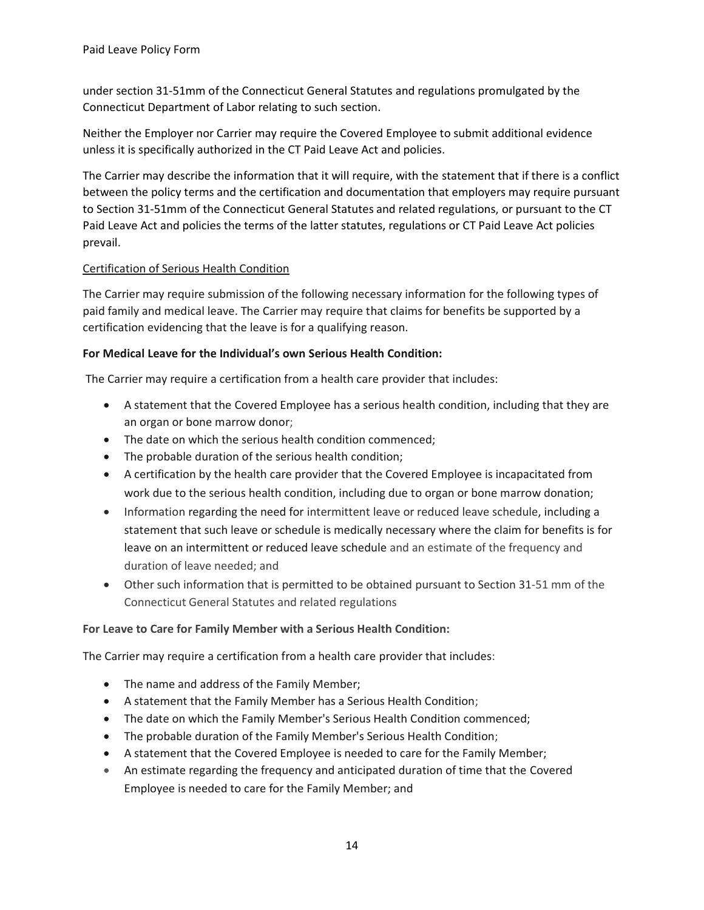under section 31-51mm of the Connecticut General Statutes and regulations promulgated by the Connecticut Department of Labor relating to such section.

Neither the Employer nor Carrier may require the Covered Employee to submit additional evidence unless it is specifically authorized in the CT Paid Leave Act and policies.

The Carrier may describe the information that it will require, with the statement that if there is a conflict between the policy terms and the certification and documentation that employers may require pursuant to Section 31-51mm of the Connecticut General Statutes and related regulations, or pursuant to the CT Paid Leave Act and policies the terms of the latter statutes, regulations or CT Paid Leave Act policies prevail.

Certification of Serious Health Condition

The Carrier may require submission of the following necessary information for the following types of paid family and medical leave. The Carrier may require that claims for benefits be supported by a certification evidencing that the leave is for a qualifying reason.

**For Medical Leave for the Individual's own Serious Health Condition:**

The Carrier may require a certification from a health care provider that includes:

- A statement that the Covered Employee has a serious health condition, including that they are an organ or bone marrow donor;
- The date on which the serious health condition commenced;
- The probable duration of the serious health condition;
- A certification by the health care provider that the Covered Employee is incapacitated from work due to the serious health condition, including due to organ or bone marrow donation;
- Information regarding the need for intermittent leave or reduced leave schedule, including a statement that such leave or schedule is medically necessary where the claim for benefits is for leave on an intermittent or reduced leave schedule and an estimate of the frequency and duration of leave needed; and
- Other such information that is permitted to be obtained pursuant to Section 31-51 mm of the Connecticut General Statutes and related regulations

**For Leave to Care for Family Member with a Serious Health Condition:**

The Carrier may require a certification from a health care provider that includes:

- The name and address of the Family Member;
- A statement that the Family Member has a Serious Health Condition;
- The date on which the Family Member's Serious Health Condition commenced;
- The probable duration of the Family Member's Serious Health Condition;
- A statement that the Covered Employee is needed to care for the Family Member;
- An estimate regarding the frequency and anticipated duration of time that the Covered Employee is needed to care for the Family Member; and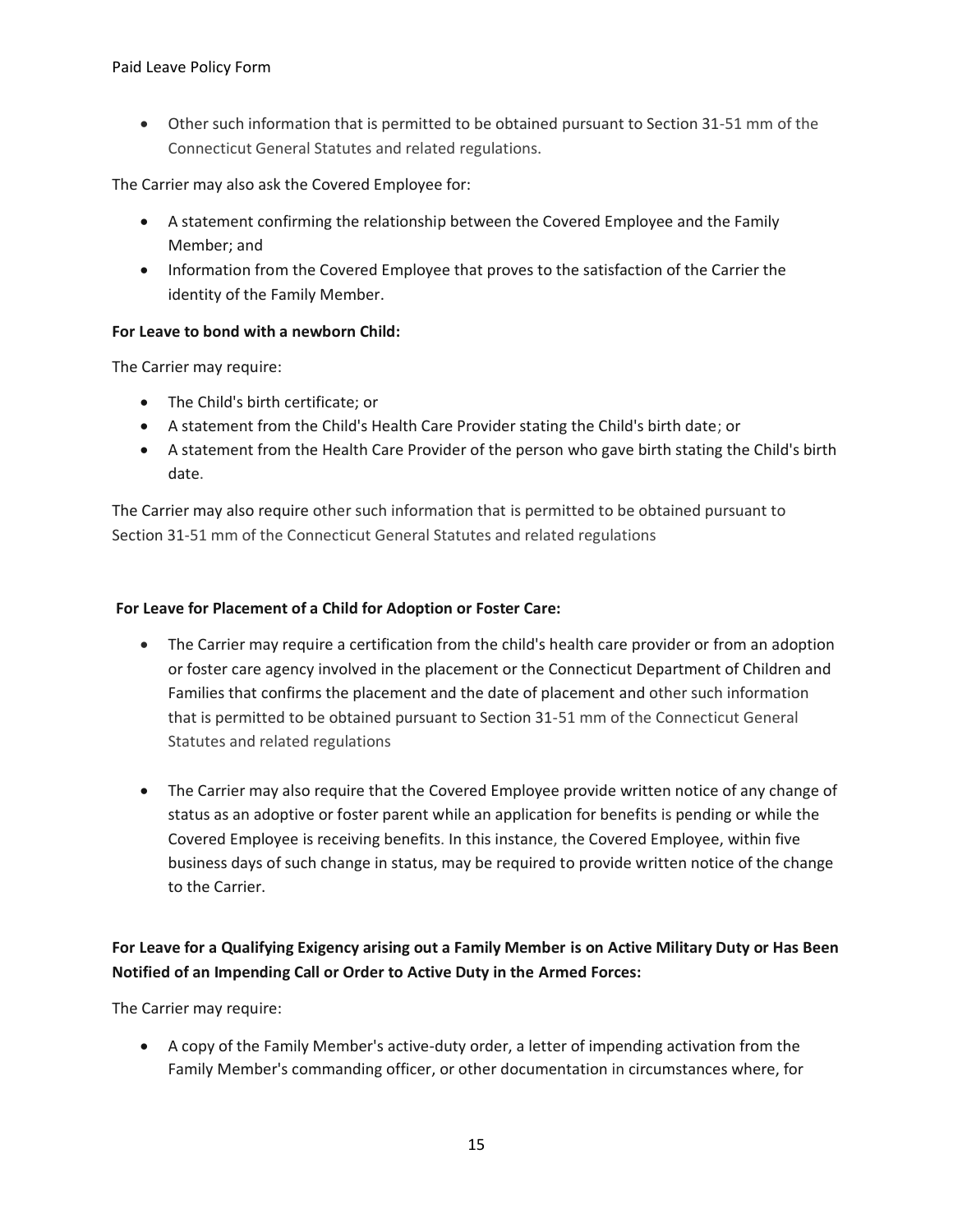- Other such information that is permitted to be obtained pursuant to Section 31-51 mm of the Connecticut General Statutes and related regulations.

The Carrier may also ask the Covered Employee for:

- A statement confirming the relationship between the Covered Employee and the Family Member; and
- Information from the Covered Employee that proves to the satisfaction of the Carrier the identity of the Family Member.

**For Leave to bond with a newborn Child:**

The Carrier may require:

- The Child's birth certificate; or
- A statement from the Child's Health Care Provider stating the Child's birth date; or
- A statement from the Health Care Provider of the person who gave birth stating the Child's birth date.

The Carrier may also require other such information that is permitted to be obtained pursuant to Section 31-51 mm of the Connecticut General Statutes and related regulations

**For Leave for Placement of a Child for Adoption or Foster Care:**

- The Carrier may require a certification from the child's health care provider or from an adoption or foster care agency involved in the placement or the Connecticut Department of Children and Families that confirms the placement and the date of placement and other such information that is permitted to be obtained pursuant to Section 31-51 mm of the Connecticut General Statutes and related regulations

- The Carrier may also require that the Covered Employee provide written notice of any change of status as an adoptive or foster parent while an application for benefits is pending or while the Covered Employee is receiving benefits. In this instance, the Covered Employee, within five business days of such change in status, may be required to provide written notice of the change to the Carrier.

**For Leave for a Qualifying Exigency arising out a Family Member is on Active Military Duty or Has Been Notified of an Impending Call or Order to Active Duty in the Armed Forces:**

The Carrier may require:

- A copy of the Family Member's active-duty order, a letter of impending activation from the Family Member's commanding officer, or other documentation in circumstances where, for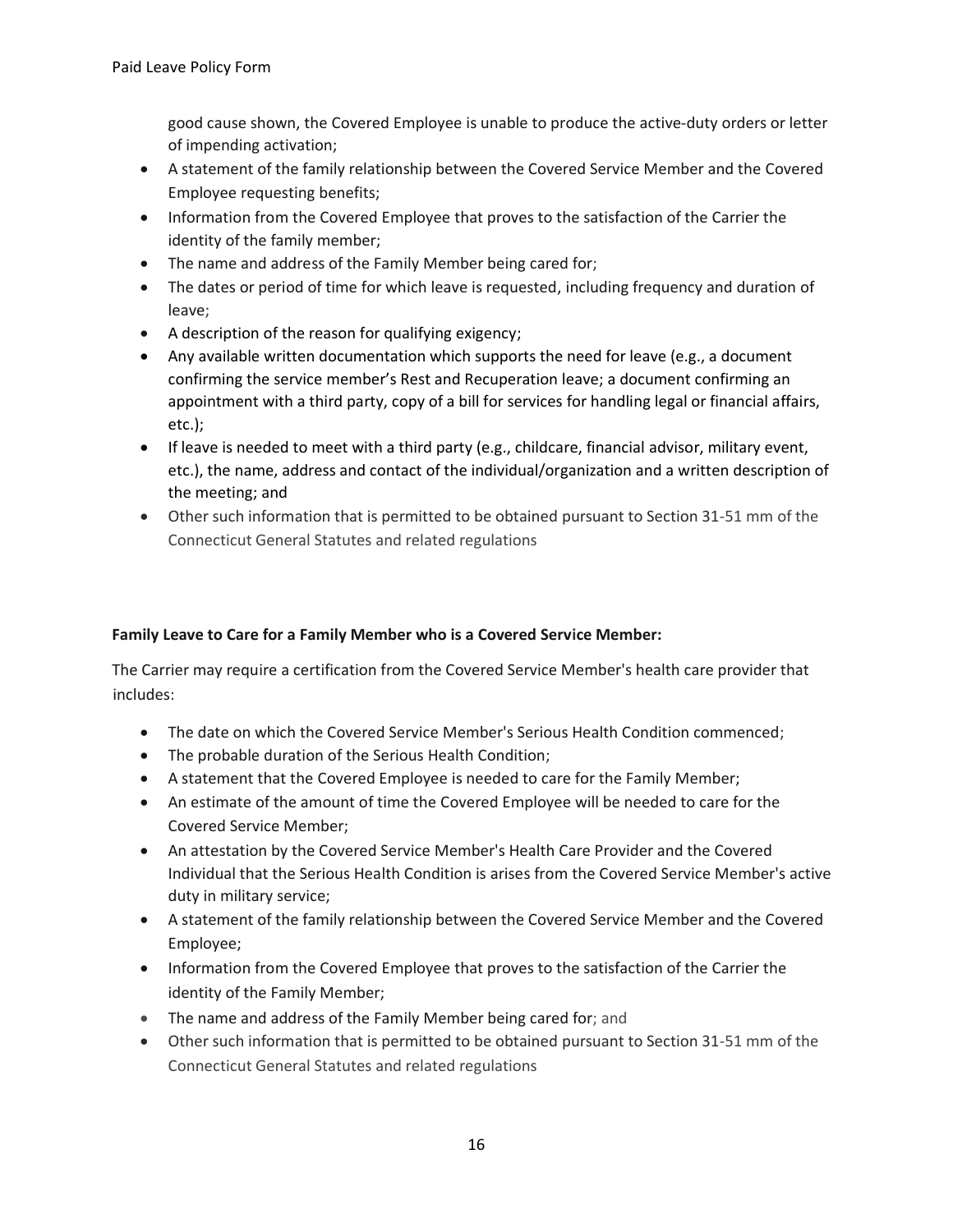good cause shown, the Covered Employee is unable to produce the active-duty orders or letter of impending activation;

- A statement of the family relationship between the Covered Service Member and the Covered Employee requesting benefits;
- Information from the Covered Employee that proves to the satisfaction of the Carrier the identity of the family member;
- The name and address of the Family Member being cared for;
- The dates or period of time for which leave is requested, including frequency and duration of leave;
- A description of the reason for qualifying exigency;
- Any available written documentation which supports the need for leave (e.g., a document confirming the service member's Rest and Recuperation leave; a document confirming an appointment with a third party, copy of a bill for services for handling legal or financial affairs, etc.);
- If leave is needed to meet with a third party (e.g., childcare, financial advisor, military event, etc.), the name, address and contact of the individual/organization and a written description of the meeting; and
- Other such information that is permitted to be obtained pursuant to Section 31-51 mm of the Connecticut General Statutes and related regulations

**Family Leave to Care for a Family Member who is a Covered Service Member:**

The Carrier may require a certification from the Covered Service Member's health care provider that includes:

- The date on which the Covered Service Member's Serious Health Condition commenced;
- The probable duration of the Serious Health Condition;
- A statement that the Covered Employee is needed to care for the Family Member;
- An estimate of the amount of time the Covered Employee will be needed to care for the Covered Service Member;
- An attestation by the Covered Service Member's Health Care Provider and the Covered Individual that the Serious Health Condition is arises from the Covered Service Member's active duty in military service;
- A statement of the family relationship between the Covered Service Member and the Covered Employee;
- Information from the Covered Employee that proves to the satisfaction of the Carrier the identity of the Family Member;
- The name and address of the Family Member being cared for; and
- Other such information that is permitted to be obtained pursuant to Section 31-51 mm of the Connecticut General Statutes and related regulations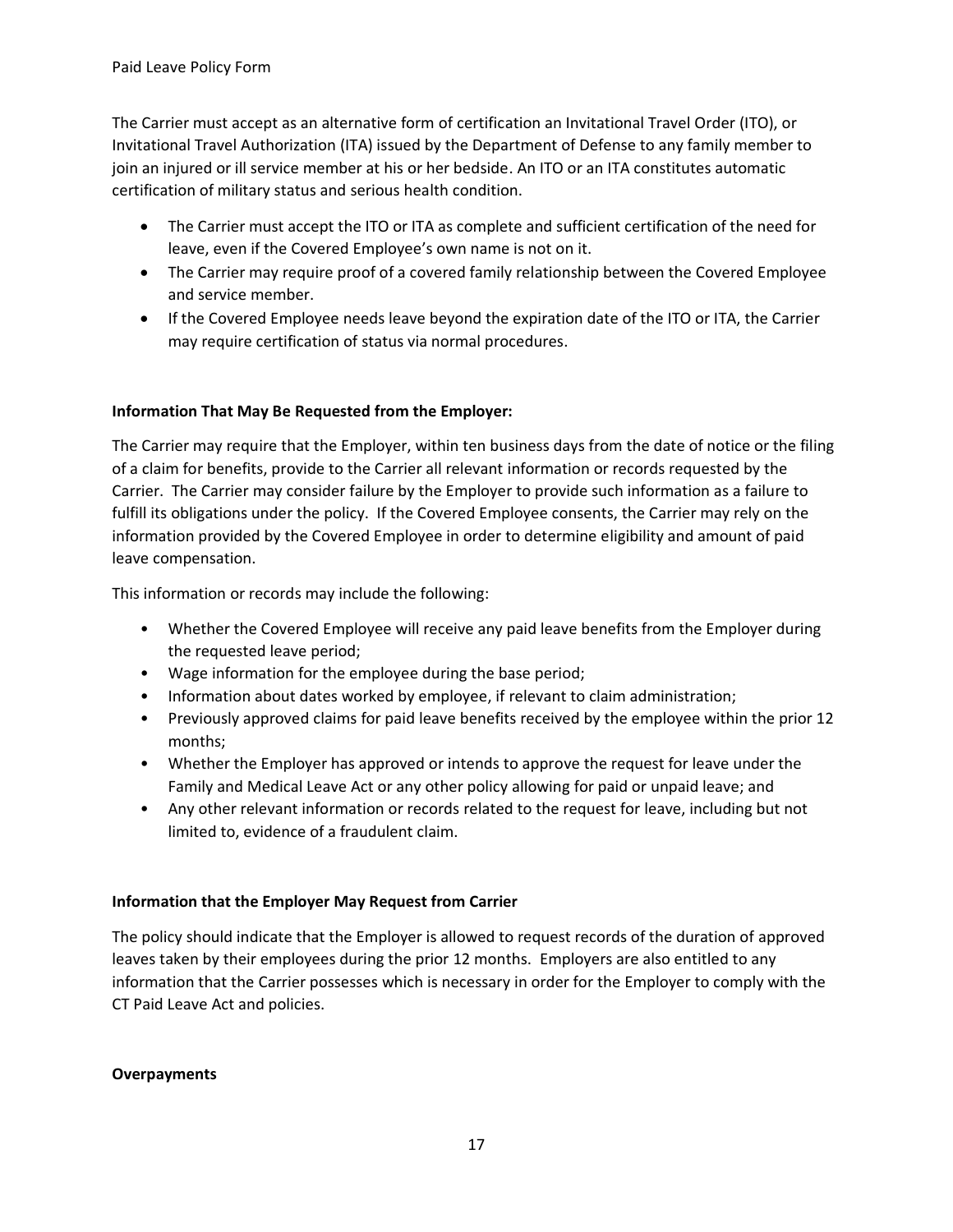The Carrier must accept as an alternative form of certification an Invitational Travel Order (ITO), or Invitational Travel Authorization (ITA) issued by the Department of Defense to any family member to join an injured or ill service member at his or her bedside. An ITO or an ITA constitutes automatic certification of military status and serious health condition.

- The Carrier must accept the ITO or ITA as complete and sufficient certification of the need for leave, even if the Covered Employee's own name is not on it.
- The Carrier may require proof of a covered family relationship between the Covered Employee and service member.
- If the Covered Employee needs leave beyond the expiration date of the ITO or ITA, the Carrier may require certification of status via normal procedures.

**Information That May Be Requested from the Employer:**

The Carrier may require that the Employer, within ten business days from the date of notice or the filing of a claim for benefits, provide to the Carrier all relevant information or records requested by the Carrier. The Carrier may consider failure by the Employer to provide such information as a failure to fulfill its obligations under the policy. If the Covered Employee consents, the Carrier may rely on the information provided by the Covered Employee in order to determine eligibility and amount of paid leave compensation.

This information or records may include the following:

- Whether the Covered Employee will receive any paid leave benefits from the Employer during the requested leave period;
- Wage information for the employee during the base period;
- Information about dates worked by employee, if relevant to claim administration;
- Previously approved claims for paid leave benefits received by the employee within the prior 12 months;
- Whether the Employer has approved or intends to approve the request for leave under the Family and Medical Leave Act or any other policy allowing for paid or unpaid leave; and
- Any other relevant information or records related to the request for leave, including but not limited to, evidence of a fraudulent claim.

**Information that the Employer May Request from Carrier**

The policy should indicate that the Employer is allowed to request records of the duration of approved leaves taken by their employees during the prior 12 months. Employers are also entitled to any information that the Carrier possesses which is necessary in order for the Employer to comply with the CT Paid Leave Act and policies.

**Overpayments**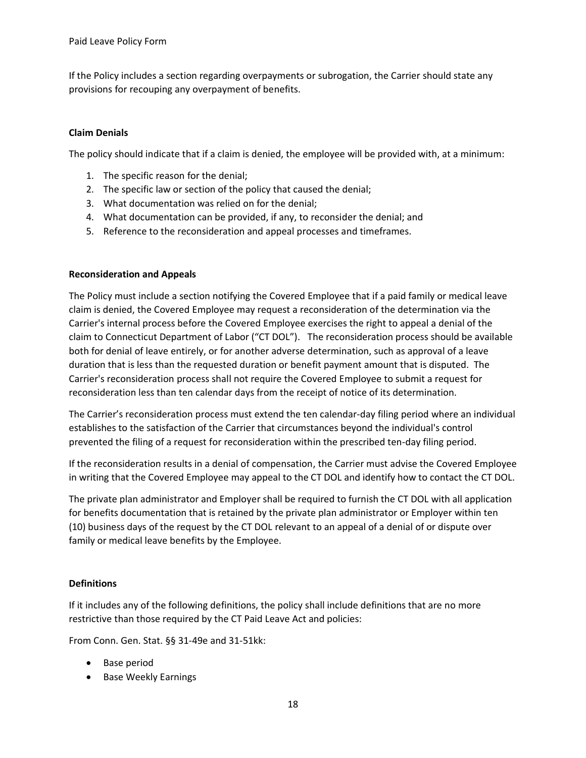If the Policy includes a section regarding overpayments or subrogation, the Carrier should state any provisions for recouping any overpayment of benefits.

**Claim Denials**

The policy should indicate that if a claim is denied, the employee will be provided with, at a minimum:

1. The specific reason for the denial;
2. The specific law or section of the policy that caused the denial;
3. What documentation was relied on for the denial;
4. What documentation can be provided, if any, to reconsider the denial; and
5. Reference to the reconsideration and appeal processes and timeframes.

**Reconsideration and Appeals**

The Policy must include a section notifying the Covered Employee that if a paid family or medical leave claim is denied, the Covered Employee may request a reconsideration of the determination via the Carrier's internal process before the Covered Employee exercises the right to appeal a denial of the claim to Connecticut Department of Labor ("CT DOL"). The reconsideration process should be available both for denial of leave entirely, or for another adverse determination, such as approval of a leave duration that is less than the requested duration or benefit payment amount that is disputed. The Carrier's reconsideration process shall not require the Covered Employee to submit a request for reconsideration less than ten calendar days from the receipt of notice of its determination.

The Carrier's reconsideration process must extend the ten calendar-day filing period where an individual establishes to the satisfaction of the Carrier that circumstances beyond the individual's control prevented the filing of a request for reconsideration within the prescribed ten-day filing period.

If the reconsideration results in a denial of compensation, the Carrier must advise the Covered Employee in writing that the Covered Employee may appeal to the CT DOL and identify how to contact the CT DOL.

The private plan administrator and Employer shall be required to furnish the CT DOL with all application for benefits documentation that is retained by the private plan administrator or Employer within ten (10) business days of the request by the CT DOL relevant to an appeal of a denial of or dispute over family or medical leave benefits by the Employee.

**Definitions**

If it includes any of the following definitions, the policy shall include definitions that are no more restrictive than those required by the CT Paid Leave Act and policies:

From Conn. Gen. Stat. §§ 31-49e and 31-51kk:

- Base period
- Base Weekly Earnings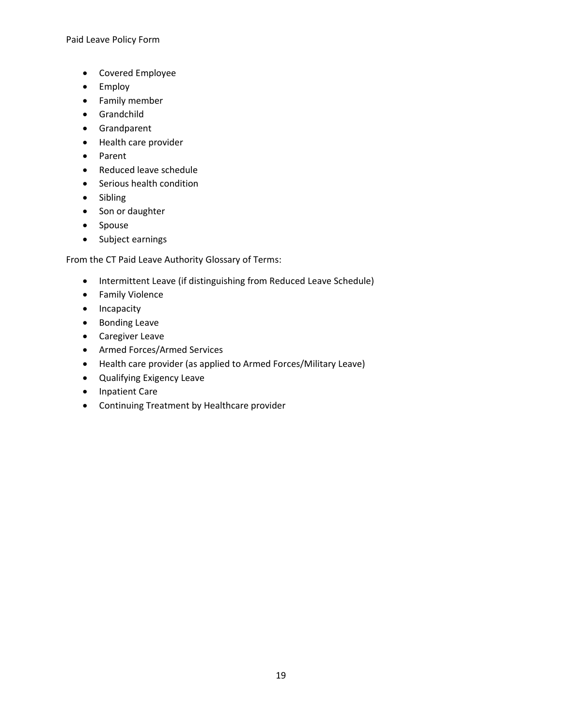- Covered Employee
- Employ
- Family member
- Grandchild
- Grandparent
- Health care provider
- Parent
- Reduced leave schedule
- Serious health condition
- Sibling
- Son or daughter
- Spouse
- Subject earnings

From the CT Paid Leave Authority Glossary of Terms:

- Intermittent Leave (if distinguishing from Reduced Leave Schedule)
- Family Violence
- Incapacity
- Bonding Leave
- Caregiver Leave
- Armed Forces/Armed Services
- Health care provider (as applied to Armed Forces/Military Leave)
- Qualifying Exigency Leave
- Inpatient Care
- Continuing Treatment by Healthcare provider